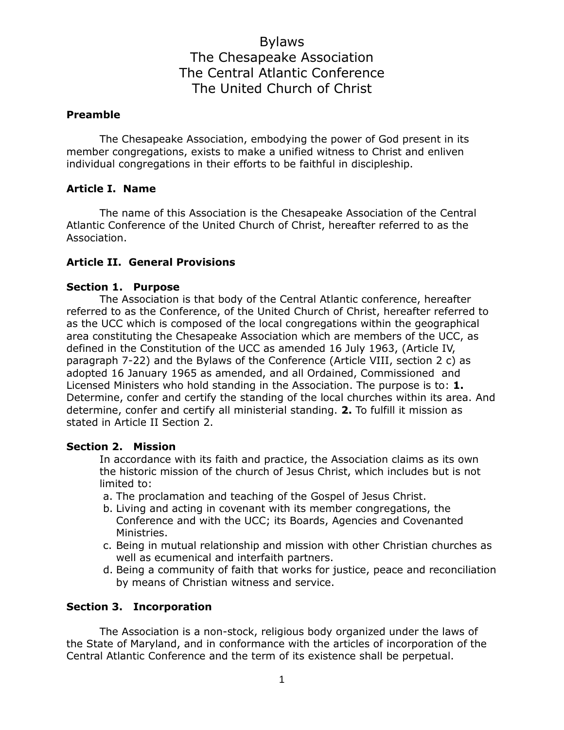# Bylaws
# The Chesapeake Association
# The Central Atlantic Conference
# The United Church of Christ

**Preamble**

The Chesapeake Association, embodying the power of God present in its member congregations, exists to make a unified witness to Christ and enliven individual congregations in their efforts to be faithful in discipleship.

**Article I. Name**

The name of this Association is the Chesapeake Association of the Central Atlantic Conference of the United Church of Christ, hereafter referred to as the Association.

**Article II. General Provisions**

**Section 1. Purpose**

The Association is that body of the Central Atlantic conference, hereafter referred to as the Conference, of the United Church of Christ, hereafter referred to as the UCC which is composed of the local congregations within the geographical area constituting the Chesapeake Association which are members of the UCC, as defined in the Constitution of the UCC as amended 16 July 1963, (Article IV, paragraph 7-22) and the Bylaws of the Conference (Article VIII, section 2 c) as adopted 16 January 1965 as amended, and all Ordained, Commissioned and Licensed Ministers who hold standing in the Association. The purpose is to: **1.** Determine, confer and certify the standing of the local churches within its area. And determine, confer and certify all ministerial standing. **2.** To fulfill it mission as stated in Article II Section 2.

**Section 2. Mission**

In accordance with its faith and practice, the Association claims as its own the historic mission of the church of Jesus Christ, which includes but is not limited to:

a. The proclamation and teaching of the Gospel of Jesus Christ.
b. Living and acting in covenant with its member congregations, the Conference and with the UCC; its Boards, Agencies and Covenanted Ministries.
c. Being in mutual relationship and mission with other Christian churches as well as ecumenical and interfaith partners.
d. Being a community of faith that works for justice, peace and reconciliation by means of Christian witness and service.

**Section 3. Incorporation**

The Association is a non-stock, religious body organized under the laws of the State of Maryland, and in conformance with the articles of incorporation of the Central Atlantic Conference and the term of its existence shall be perpetual.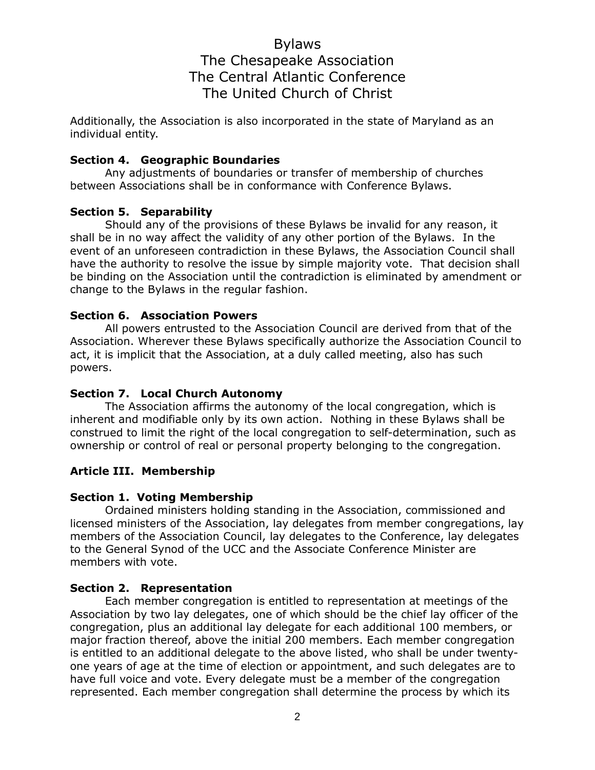Additionally, the Association is also incorporated in the state of Maryland as an individual entity.

**Section 4. Geographic Boundaries**

Any adjustments of boundaries or transfer of membership of churches between Associations shall be in conformance with Conference Bylaws.

**Section 5. Separability**

Should any of the provisions of these Bylaws be invalid for any reason, it shall be in no way affect the validity of any other portion of the Bylaws. In the event of an unforeseen contradiction in these Bylaws, the Association Council shall have the authority to resolve the issue by simple majority vote. That decision shall be binding on the Association until the contradiction is eliminated by amendment or change to the Bylaws in the regular fashion.

**Section 6. Association Powers**

All powers entrusted to the Association Council are derived from that of the Association. Wherever these Bylaws specifically authorize the Association Council to act, it is implicit that the Association, at a duly called meeting, also has such powers.

**Section 7. Local Church Autonomy**

The Association affirms the autonomy of the local congregation, which is inherent and modifiable only by its own action. Nothing in these Bylaws shall be construed to limit the right of the local congregation to self-determination, such as ownership or control of real or personal property belonging to the congregation.

## Article III. Membership

**Section 1. Voting Membership**

Ordained ministers holding standing in the Association, commissioned and licensed ministers of the Association, lay delegates from member congregations, lay members of the Association Council, lay delegates to the Conference, lay delegates to the General Synod of the UCC and the Associate Conference Minister are members with vote.

**Section 2. Representation**

Each member congregation is entitled to representation at meetings of the Association by two lay delegates, one of which should be the chief lay officer of the congregation, plus an additional lay delegate for each additional 100 members, or major fraction thereof, above the initial 200 members. Each member congregation is entitled to an additional delegate to the above listed, who shall be under twenty-one years of age at the time of election or appointment, and such delegates are to have full voice and vote. Every delegate must be a member of the congregation represented. Each member congregation shall determine the process by which its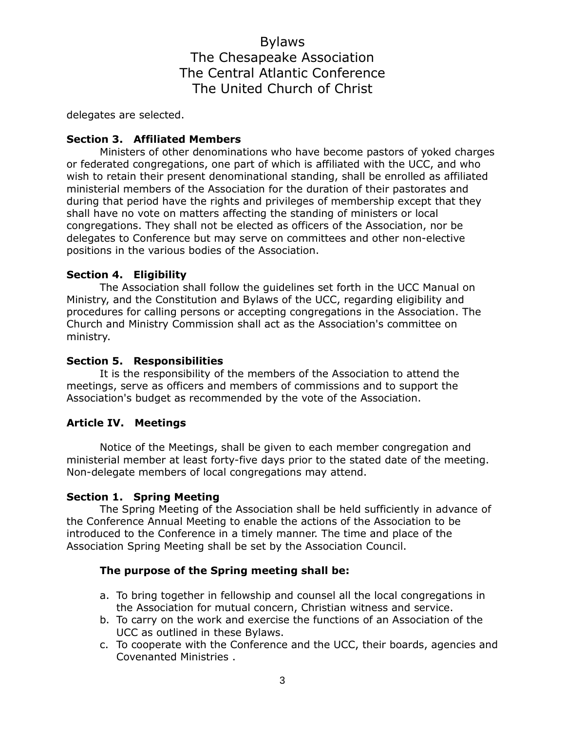delegates are selected.

**Section 3. Affiliated Members**

Ministers of other denominations who have become pastors of yoked charges or federated congregations, one part of which is affiliated with the UCC, and who wish to retain their present denominational standing, shall be enrolled as affiliated ministerial members of the Association for the duration of their pastorates and during that period have the rights and privileges of membership except that they shall have no vote on matters affecting the standing of ministers or local congregations. They shall not be elected as officers of the Association, nor be delegates to Conference but may serve on committees and other non-elective positions in the various bodies of the Association.

**Section 4. Eligibility**

The Association shall follow the guidelines set forth in the UCC Manual on Ministry, and the Constitution and Bylaws of the UCC, regarding eligibility and procedures for calling persons or accepting congregations in the Association. The Church and Ministry Commission shall act as the Association's committee on ministry.

**Section 5. Responsibilities**

It is the responsibility of the members of the Association to attend the meetings, serve as officers and members of commissions and to support the Association's budget as recommended by the vote of the Association.

## Article IV. Meetings

Notice of the Meetings, shall be given to each member congregation and ministerial member at least forty-five days prior to the stated date of the meeting. Non-delegate members of local congregations may attend.

**Section 1. Spring Meeting**

The Spring Meeting of the Association shall be held sufficiently in advance of the Conference Annual Meeting to enable the actions of the Association to be introduced to the Conference in a timely manner. The time and place of the Association Spring Meeting shall be set by the Association Council.

**The purpose of the Spring meeting shall be:**

a. To bring together in fellowship and counsel all the local congregations in the Association for mutual concern, Christian witness and service.
b. To carry on the work and exercise the functions of an Association of the UCC as outlined in these Bylaws.
c. To cooperate with the Conference and the UCC, their boards, agencies and Covenanted Ministries .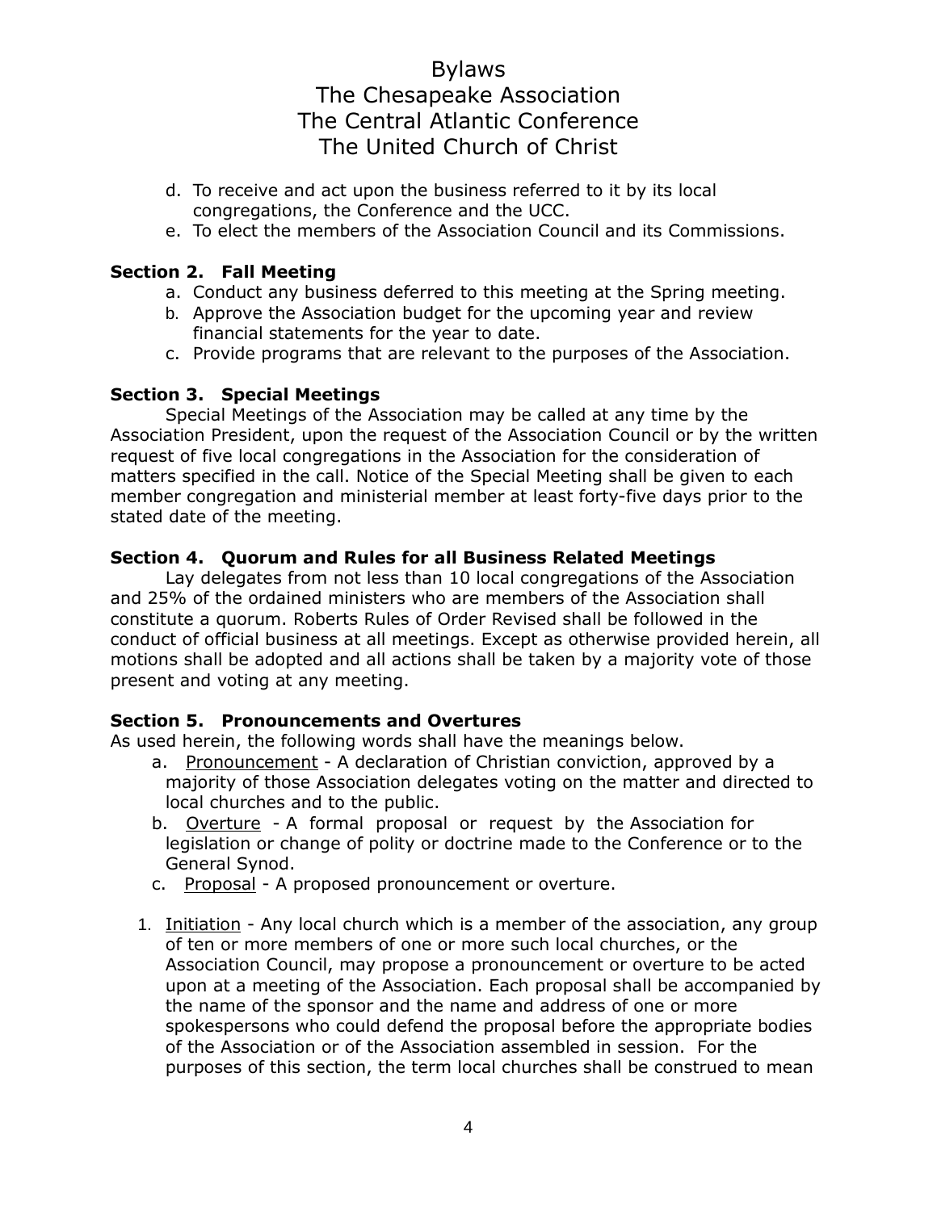d. To receive and act upon the business referred to it by its local congregations, the Conference and the UCC.
e. To elect the members of the Association Council and its Commissions.

**Section 2. Fall Meeting**

a. Conduct any business deferred to this meeting at the Spring meeting.
b. Approve the Association budget for the upcoming year and review financial statements for the year to date.
c. Provide programs that are relevant to the purposes of the Association.

**Section 3. Special Meetings**

Special Meetings of the Association may be called at any time by the Association President, upon the request of the Association Council or by the written request of five local congregations in the Association for the consideration of matters specified in the call. Notice of the Special Meeting shall be given to each member congregation and ministerial member at least forty-five days prior to the stated date of the meeting.

**Section 4. Quorum and Rules for all Business Related Meetings**

Lay delegates from not less than 10 local congregations of the Association and 25% of the ordained ministers who are members of the Association shall constitute a quorum. Roberts Rules of Order Revised shall be followed in the conduct of official business at all meetings. Except as otherwise provided herein, all motions shall be adopted and all actions shall be taken by a majority vote of those present and voting at any meeting.

**Section 5. Pronouncements and Overtures**

As used herein, the following words shall have the meanings below.

a. Pronouncement - A declaration of Christian conviction, approved by a majority of those Association delegates voting on the matter and directed to local churches and to the public.
b. Overture - A formal proposal or request by the Association for legislation or change of polity or doctrine made to the Conference or to the General Synod.
c. Proposal - A proposed pronouncement or overture.

1. Initiation - Any local church which is a member of the association, any group of ten or more members of one or more such local churches, or the Association Council, may propose a pronouncement or overture to be acted upon at a meeting of the Association. Each proposal shall be accompanied by the name of the sponsor and the name and address of one or more spokespersons who could defend the proposal before the appropriate bodies of the Association or of the Association assembled in session. For the purposes of this section, the term local churches shall be construed to mean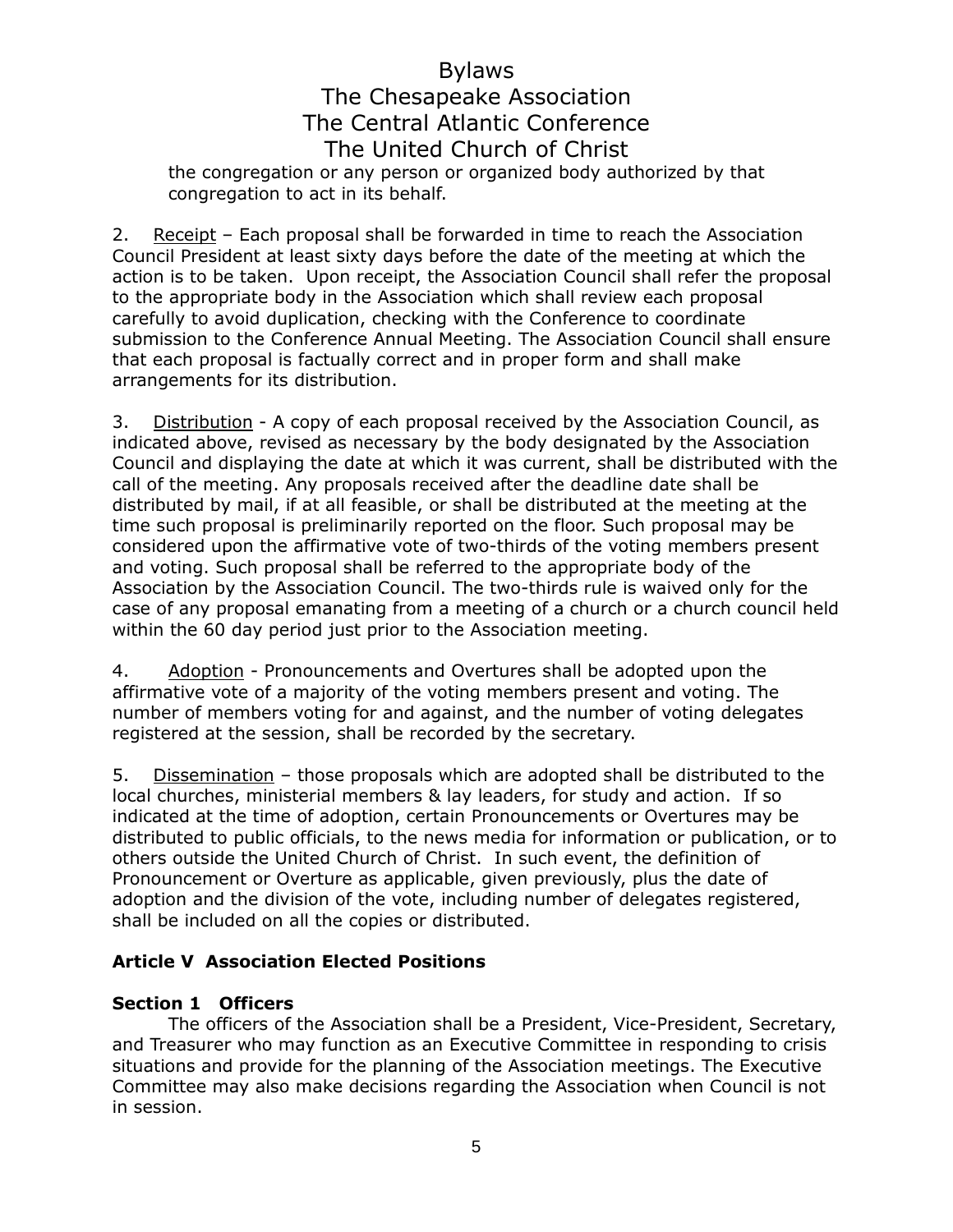the congregation or any person or organized body authorized by that congregation to act in its behalf.

2. Receipt – Each proposal shall be forwarded in time to reach the Association Council President at least sixty days before the date of the meeting at which the action is to be taken. Upon receipt, the Association Council shall refer the proposal to the appropriate body in the Association which shall review each proposal carefully to avoid duplication, checking with the Conference to coordinate submission to the Conference Annual Meeting. The Association Council shall ensure that each proposal is factually correct and in proper form and shall make arrangements for its distribution.

3. Distribution - A copy of each proposal received by the Association Council, as indicated above, revised as necessary by the body designated by the Association Council and displaying the date at which it was current, shall be distributed with the call of the meeting. Any proposals received after the deadline date shall be distributed by mail, if at all feasible, or shall be distributed at the meeting at the time such proposal is preliminarily reported on the floor. Such proposal may be considered upon the affirmative vote of two-thirds of the voting members present and voting. Such proposal shall be referred to the appropriate body of the Association by the Association Council. The two-thirds rule is waived only for the case of any proposal emanating from a meeting of a church or a church council held within the 60 day period just prior to the Association meeting.

4. Adoption - Pronouncements and Overtures shall be adopted upon the affirmative vote of a majority of the voting members present and voting. The number of members voting for and against, and the number of voting delegates registered at the session, shall be recorded by the secretary.

5. Dissemination – those proposals which are adopted shall be distributed to the local churches, ministerial members & lay leaders, for study and action. If so indicated at the time of adoption, certain Pronouncements or Overtures may be distributed to public officials, to the news media for information or publication, or to others outside the United Church of Christ. In such event, the definition of Pronouncement or Overture as applicable, given previously, plus the date of adoption and the division of the vote, including number of delegates registered, shall be included on all the copies or distributed.

## Article V Association Elected Positions

### Section 1 Officers

The officers of the Association shall be a President, Vice-President, Secretary, and Treasurer who may function as an Executive Committee in responding to crisis situations and provide for the planning of the Association meetings. The Executive Committee may also make decisions regarding the Association when Council is not in session.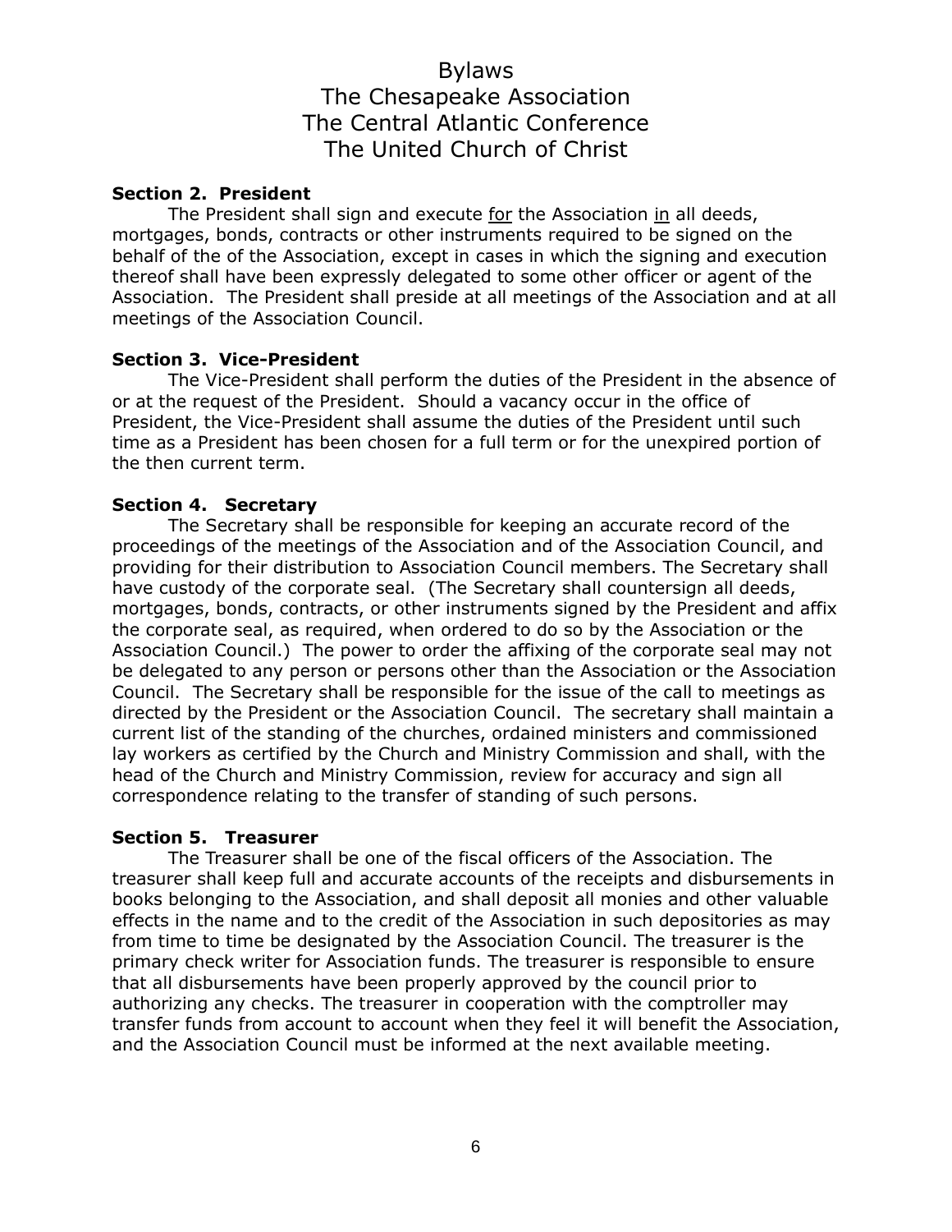# Bylaws
# The Chesapeake Association
# The Central Atlantic Conference
# The United Church of Christ

**Section 2. President**

The President shall sign and execute <u>for</u> the Association <u>in</u> all deeds, mortgages, bonds, contracts or other instruments required to be signed on the behalf of the of the Association, except in cases in which the signing and execution thereof shall have been expressly delegated to some other officer or agent of the Association. The President shall preside at all meetings of the Association and at all meetings of the Association Council.

**Section 3. Vice-President**

The Vice-President shall perform the duties of the President in the absence of or at the request of the President. Should a vacancy occur in the office of President, the Vice-President shall assume the duties of the President until such time as a President has been chosen for a full term or for the unexpired portion of the then current term.

**Section 4. Secretary**

The Secretary shall be responsible for keeping an accurate record of the proceedings of the meetings of the Association and of the Association Council, and providing for their distribution to Association Council members. The Secretary shall have custody of the corporate seal. (The Secretary shall countersign all deeds, mortgages, bonds, contracts, or other instruments signed by the President and affix the corporate seal, as required, when ordered to do so by the Association or the Association Council.) The power to order the affixing of the corporate seal may not be delegated to any person or persons other than the Association or the Association Council. The Secretary shall be responsible for the issue of the call to meetings as directed by the President or the Association Council. The secretary shall maintain a current list of the standing of the churches, ordained ministers and commissioned lay workers as certified by the Church and Ministry Commission and shall, with the head of the Church and Ministry Commission, review for accuracy and sign all correspondence relating to the transfer of standing of such persons.

**Section 5. Treasurer**

The Treasurer shall be one of the fiscal officers of the Association. The treasurer shall keep full and accurate accounts of the receipts and disbursements in books belonging to the Association, and shall deposit all monies and other valuable effects in the name and to the credit of the Association in such depositories as may from time to time be designated by the Association Council. The treasurer is the primary check writer for Association funds. The treasurer is responsible to ensure that all disbursements have been properly approved by the council prior to authorizing any checks. The treasurer in cooperation with the comptroller may transfer funds from account to account when they feel it will benefit the Association, and the Association Council must be informed at the next available meeting.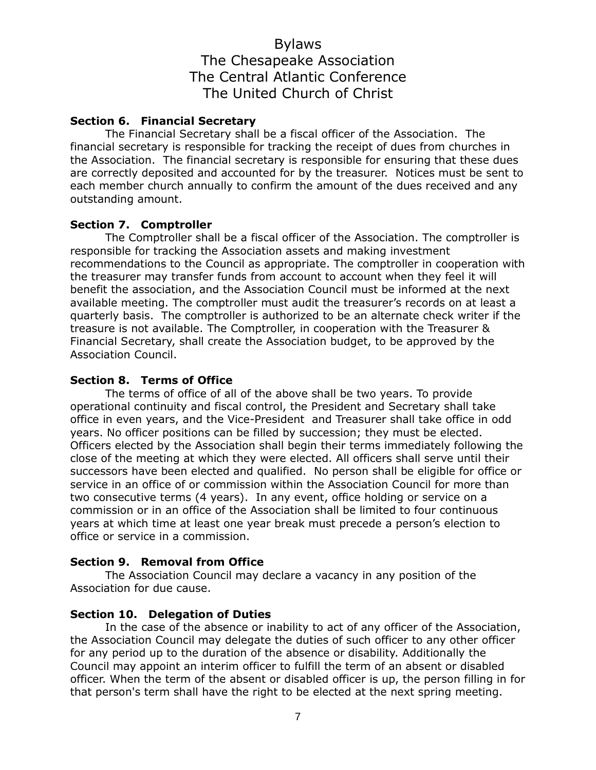### Section 6. Financial Secretary

The Financial Secretary shall be a fiscal officer of the Association. The financial secretary is responsible for tracking the receipt of dues from churches in the Association. The financial secretary is responsible for ensuring that these dues are correctly deposited and accounted for by the treasurer. Notices must be sent to each member church annually to confirm the amount of the dues received and any outstanding amount.

### Section 7. Comptroller

The Comptroller shall be a fiscal officer of the Association. The comptroller is responsible for tracking the Association assets and making investment recommendations to the Council as appropriate. The comptroller in cooperation with the treasurer may transfer funds from account to account when they feel it will benefit the association, and the Association Council must be informed at the next available meeting. The comptroller must audit the treasurer's records on at least a quarterly basis. The comptroller is authorized to be an alternate check writer if the treasure is not available. The Comptroller, in cooperation with the Treasurer & Financial Secretary, shall create the Association budget, to be approved by the Association Council.

### Section 8. Terms of Office

The terms of office of all of the above shall be two years. To provide operational continuity and fiscal control, the President and Secretary shall take office in even years, and the Vice-President and Treasurer shall take office in odd years. No officer positions can be filled by succession; they must be elected. Officers elected by the Association shall begin their terms immediately following the close of the meeting at which they were elected. All officers shall serve until their successors have been elected and qualified. No person shall be eligible for office or service in an office of or commission within the Association Council for more than two consecutive terms (4 years). In any event, office holding or service on a commission or in an office of the Association shall be limited to four continuous years at which time at least one year break must precede a person's election to office or service in a commission.

### Section 9. Removal from Office

The Association Council may declare a vacancy in any position of the Association for due cause.

### Section 10. Delegation of Duties

In the case of the absence or inability to act of any officer of the Association, the Association Council may delegate the duties of such officer to any other officer for any period up to the duration of the absence or disability. Additionally the Council may appoint an interim officer to fulfill the term of an absent or disabled officer. When the term of the absent or disabled officer is up, the person filling in for that person's term shall have the right to be elected at the next spring meeting.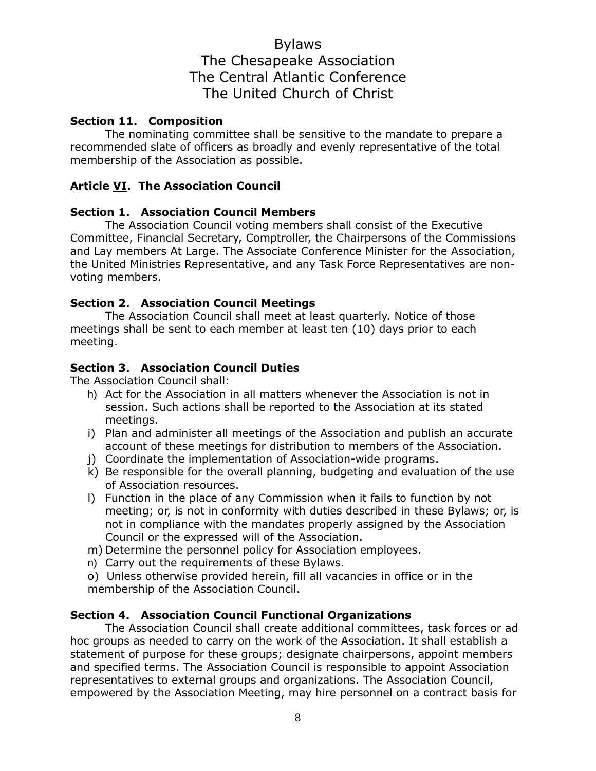# Bylaws
# The Chesapeake Association
# The Central Atlantic Conference
# The United Church of Christ

**Section 11. Composition**

The nominating committee shall be sensitive to the mandate to prepare a recommended slate of officers as broadly and evenly representative of the total membership of the Association as possible.

**Article <u>VI</u>. The Association Council**

**Section 1. Association Council Members**

The Association Council voting members shall consist of the Executive Committee, Financial Secretary, Comptroller, the Chairpersons of the Commissions and Lay members At Large. The Associate Conference Minister for the Association, the United Ministries Representative, and any Task Force Representatives are non-voting members.

**Section 2. Association Council Meetings**

The Association Council shall meet at least quarterly. Notice of those meetings shall be sent to each member at least ten (10) days prior to each meeting.

**Section 3. Association Council Duties**

The Association Council shall:

h) Act for the Association in all matters whenever the Association is not in session. Such actions shall be reported to the Association at its stated meetings.

i) Plan and administer all meetings of the Association and publish an accurate account of these meetings for distribution to members of the Association.

j) Coordinate the implementation of Association-wide programs.

k) Be responsible for the overall planning, budgeting and evaluation of the use of Association resources.

l) Function in the place of any Commission when it fails to function by not meeting; or, is not in conformity with duties described in these Bylaws; or, is not in compliance with the mandates properly assigned by the Association Council or the expressed will of the Association.

m) Determine the personnel policy for Association employees.

n) Carry out the requirements of these Bylaws.

o) Unless otherwise provided herein, fill all vacancies in office or in the membership of the Association Council.

**Section 4. Association Council Functional Organizations**

The Association Council shall create additional committees, task forces or ad hoc groups as needed to carry on the work of the Association. It shall establish a statement of purpose for these groups; designate chairpersons, appoint members and specified terms. The Association Council is responsible to appoint Association representatives to external groups and organizations. The Association Council, empowered by the Association Meeting, may hire personnel on a contract basis for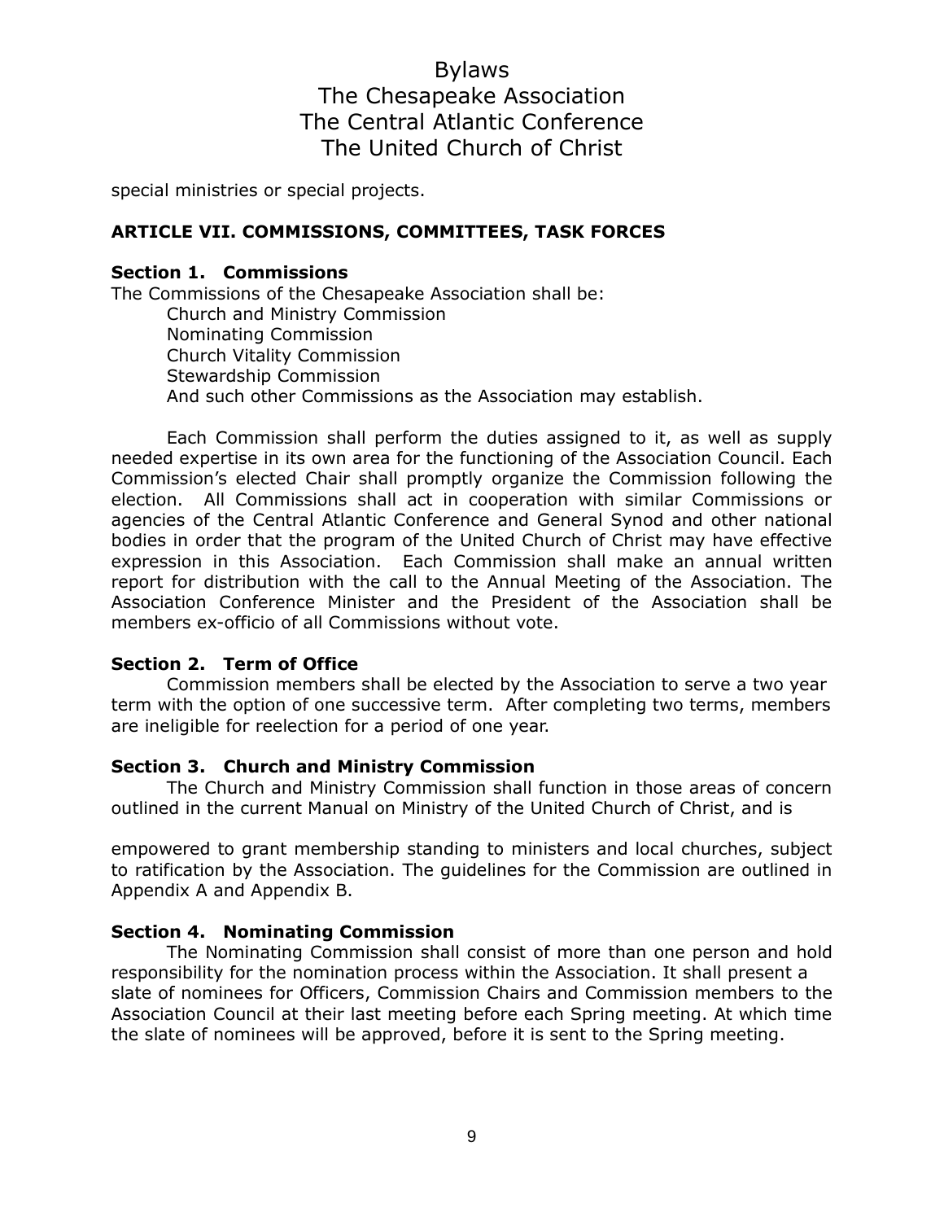special ministries or special projects.

## ARTICLE VII. COMMISSIONS, COMMITTEES, TASK FORCES

### Section 1. Commissions

The Commissions of the Chesapeake Association shall be:

- Church and Ministry Commission
- Nominating Commission
- Church Vitality Commission
- Stewardship Commission
- And such other Commissions as the Association may establish.

Each Commission shall perform the duties assigned to it, as well as supply needed expertise in its own area for the functioning of the Association Council. Each Commission's elected Chair shall promptly organize the Commission following the election. All Commissions shall act in cooperation with similar Commissions or agencies of the Central Atlantic Conference and General Synod and other national bodies in order that the program of the United Church of Christ may have effective expression in this Association. Each Commission shall make an annual written report for distribution with the call to the Annual Meeting of the Association. The Association Conference Minister and the President of the Association shall be members ex-officio of all Commissions without vote.

### Section 2. Term of Office

Commission members shall be elected by the Association to serve a two year term with the option of one successive term. After completing two terms, members are ineligible for reelection for a period of one year.

### Section 3. Church and Ministry Commission

The Church and Ministry Commission shall function in those areas of concern outlined in the current Manual on Ministry of the United Church of Christ, and is empowered to grant membership standing to ministers and local churches, subject to ratification by the Association. The guidelines for the Commission are outlined in Appendix A and Appendix B.

### Section 4. Nominating Commission

The Nominating Commission shall consist of more than one person and hold responsibility for the nomination process within the Association. It shall present a slate of nominees for Officers, Commission Chairs and Commission members to the Association Council at their last meeting before each Spring meeting. At which time the slate of nominees will be approved, before it is sent to the Spring meeting.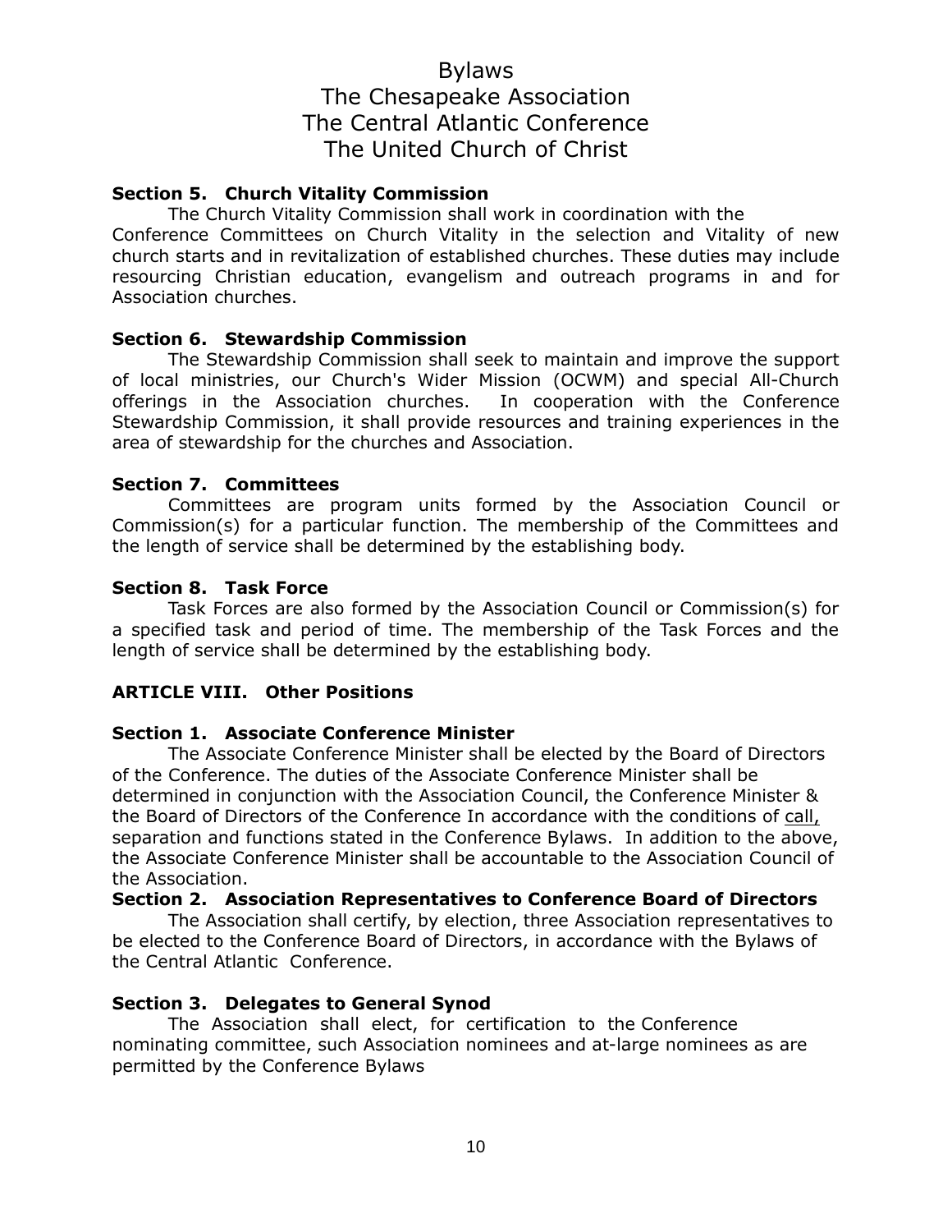# Bylaws
# The Chesapeake Association
# The Central Atlantic Conference
# The United Church of Christ

### Section 5. Church Vitality Commission

The Church Vitality Commission shall work in coordination with the Conference Committees on Church Vitality in the selection and Vitality of new church starts and in revitalization of established churches. These duties may include resourcing Christian education, evangelism and outreach programs in and for Association churches.

### Section 6. Stewardship Commission

The Stewardship Commission shall seek to maintain and improve the support of local ministries, our Church's Wider Mission (OCWM) and special All-Church offerings in the Association churches. In cooperation with the Conference Stewardship Commission, it shall provide resources and training experiences in the area of stewardship for the churches and Association.

### Section 7. Committees

Committees are program units formed by the Association Council or Commission(s) for a particular function. The membership of the Committees and the length of service shall be determined by the establishing body.

### Section 8. Task Force

Task Forces are also formed by the Association Council or Commission(s) for a specified task and period of time. The membership of the Task Forces and the length of service shall be determined by the establishing body.

## ARTICLE VIII. Other Positions

### Section 1. Associate Conference Minister

The Associate Conference Minister shall be elected by the Board of Directors of the Conference. The duties of the Associate Conference Minister shall be determined in conjunction with the Association Council, the Conference Minister & the Board of Directors of the Conference In accordance with the conditions of call, separation and functions stated in the Conference Bylaws. In addition to the above, the Associate Conference Minister shall be accountable to the Association Council of the Association.

### Section 2. Association Representatives to Conference Board of Directors

The Association shall certify, by election, three Association representatives to be elected to the Conference Board of Directors, in accordance with the Bylaws of the Central Atlantic Conference.

### Section 3. Delegates to General Synod

The Association shall elect, for certification to the Conference nominating committee, such Association nominees and at-large nominees as are permitted by the Conference Bylaws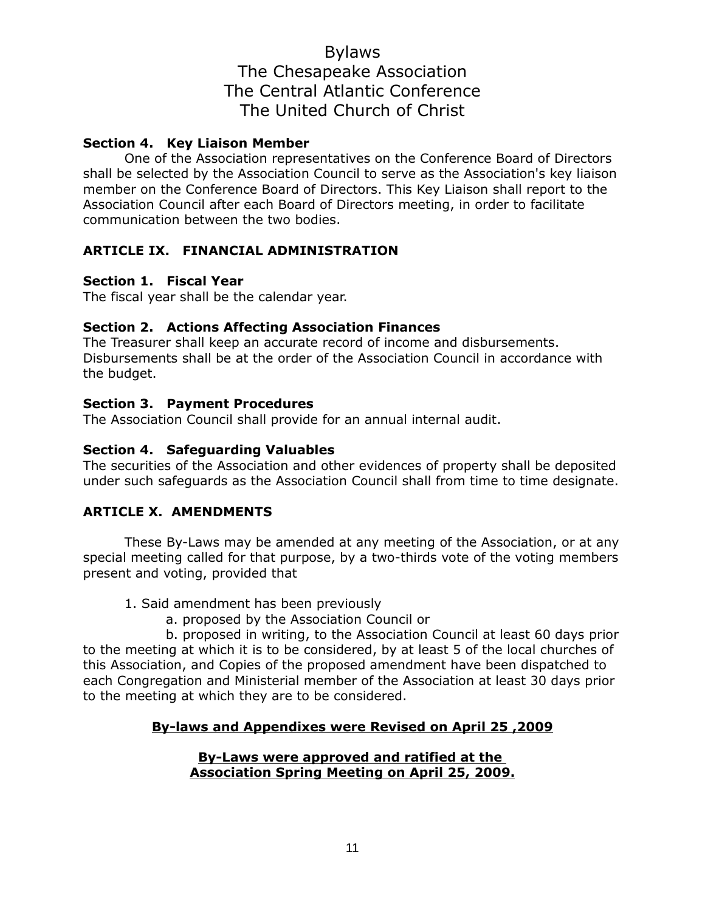### Section 4. Key Liaison Member

One of the Association representatives on the Conference Board of Directors shall be selected by the Association Council to serve as the Association's key liaison member on the Conference Board of Directors. This Key Liaison shall report to the Association Council after each Board of Directors meeting, in order to facilitate communication between the two bodies.

## ARTICLE IX. FINANCIAL ADMINISTRATION

### Section 1. Fiscal Year

The fiscal year shall be the calendar year.

### Section 2. Actions Affecting Association Finances

The Treasurer shall keep an accurate record of income and disbursements. Disbursements shall be at the order of the Association Council in accordance with the budget.

### Section 3. Payment Procedures

The Association Council shall provide for an annual internal audit.

### Section 4. Safeguarding Valuables

The securities of the Association and other evidences of property shall be deposited under such safeguards as the Association Council shall from time to time designate.

## ARTICLE X. AMENDMENTS

These By-Laws may be amended at any meeting of the Association, or at any special meeting called for that purpose, by a two-thirds vote of the voting members present and voting, provided that

1. Said amendment has been previously
   a. proposed by the Association Council or
   b. proposed in writing, to the Association Council at least 60 days prior to the meeting at which it is to be considered, by at least 5 of the local churches of this Association, and Copies of the proposed amendment have been dispatched to each Congregation and Ministerial member of the Association at least 30 days prior to the meeting at which they are to be considered.

**By-laws and Appendixes were Revised on April 25 ,2009**

**By-Laws were approved and ratified at the Association Spring Meeting on April 25, 2009.**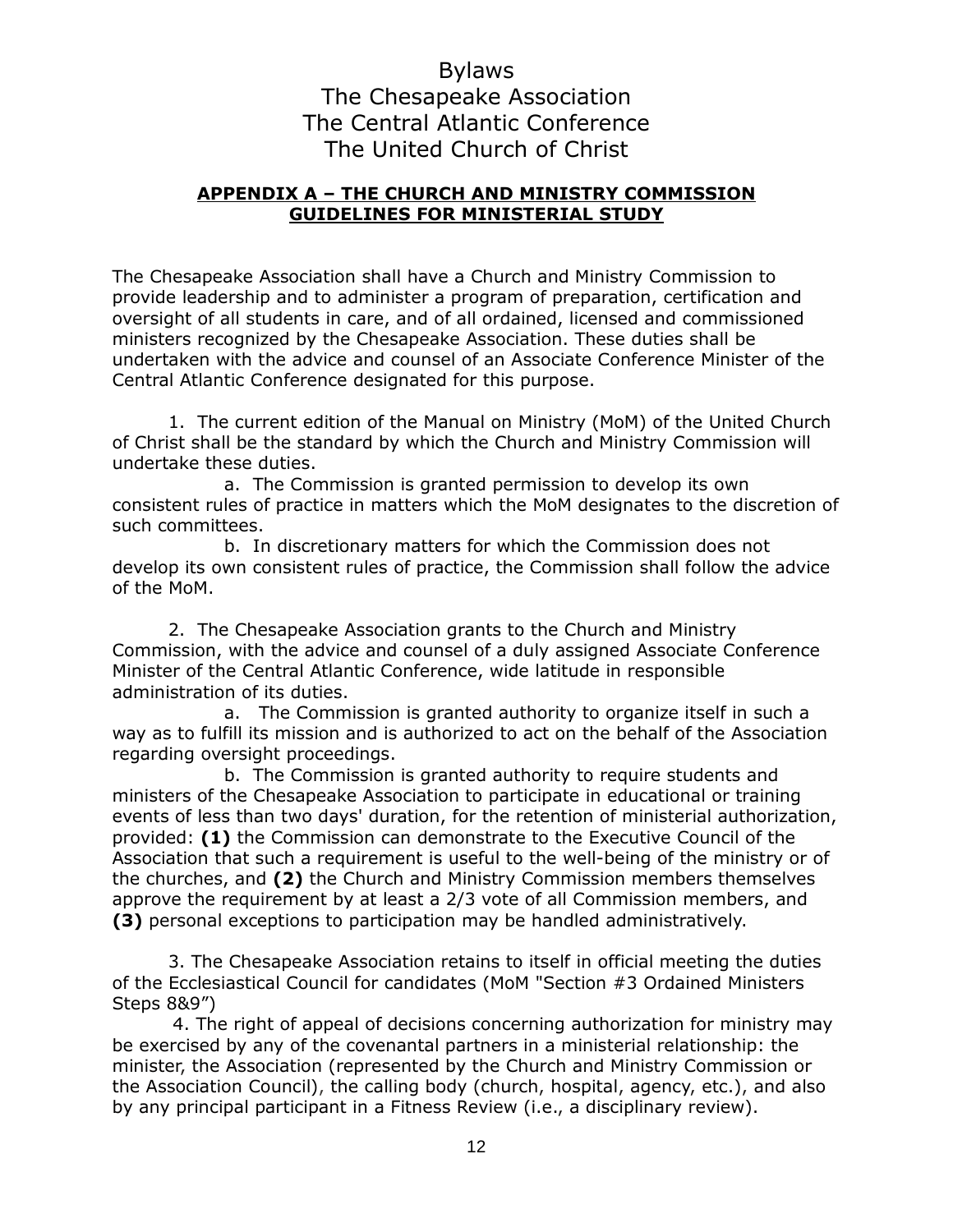# Bylaws
# The Chesapeake Association
# The Central Atlantic Conference
# The United Church of Christ

## APPENDIX A – THE CHURCH AND MINISTRY COMMISSION GUIDELINES FOR MINISTERIAL STUDY

The Chesapeake Association shall have a Church and Ministry Commission to provide leadership and to administer a program of preparation, certification and oversight of all students in care, and of all ordained, licensed and commissioned ministers recognized by the Chesapeake Association. These duties shall be undertaken with the advice and counsel of an Associate Conference Minister of the Central Atlantic Conference designated for this purpose.

1. The current edition of the Manual on Ministry (MoM) of the United Church of Christ shall be the standard by which the Church and Ministry Commission will undertake these duties.
   - a. The Commission is granted permission to develop its own consistent rules of practice in matters which the MoM designates to the discretion of such committees.
   - b. In discretionary matters for which the Commission does not develop its own consistent rules of practice, the Commission shall follow the advice of the MoM.

2. The Chesapeake Association grants to the Church and Ministry Commission, with the advice and counsel of a duly assigned Associate Conference Minister of the Central Atlantic Conference, wide latitude in responsible administration of its duties.
   - a. The Commission is granted authority to organize itself in such a way as to fulfill its mission and is authorized to act on the behalf of the Association regarding oversight proceedings.
   - b. The Commission is granted authority to require students and ministers of the Chesapeake Association to participate in educational or training events of less than two days' duration, for the retention of ministerial authorization, provided: **(1)** the Commission can demonstrate to the Executive Council of the Association that such a requirement is useful to the well-being of the ministry or of the churches, and **(2)** the Church and Ministry Commission members themselves approve the requirement by at least a 2/3 vote of all Commission members, and **(3)** personal exceptions to participation may be handled administratively.

3. The Chesapeake Association retains to itself in official meeting the duties of the Ecclesiastical Council for candidates (MoM "Section #3 Ordained Ministers Steps 8&9")

4. The right of appeal of decisions concerning authorization for ministry may be exercised by any of the covenantal partners in a ministerial relationship: the minister, the Association (represented by the Church and Ministry Commission or the Association Council), the calling body (church, hospital, agency, etc.), and also by any principal participant in a Fitness Review (i.e., a disciplinary review).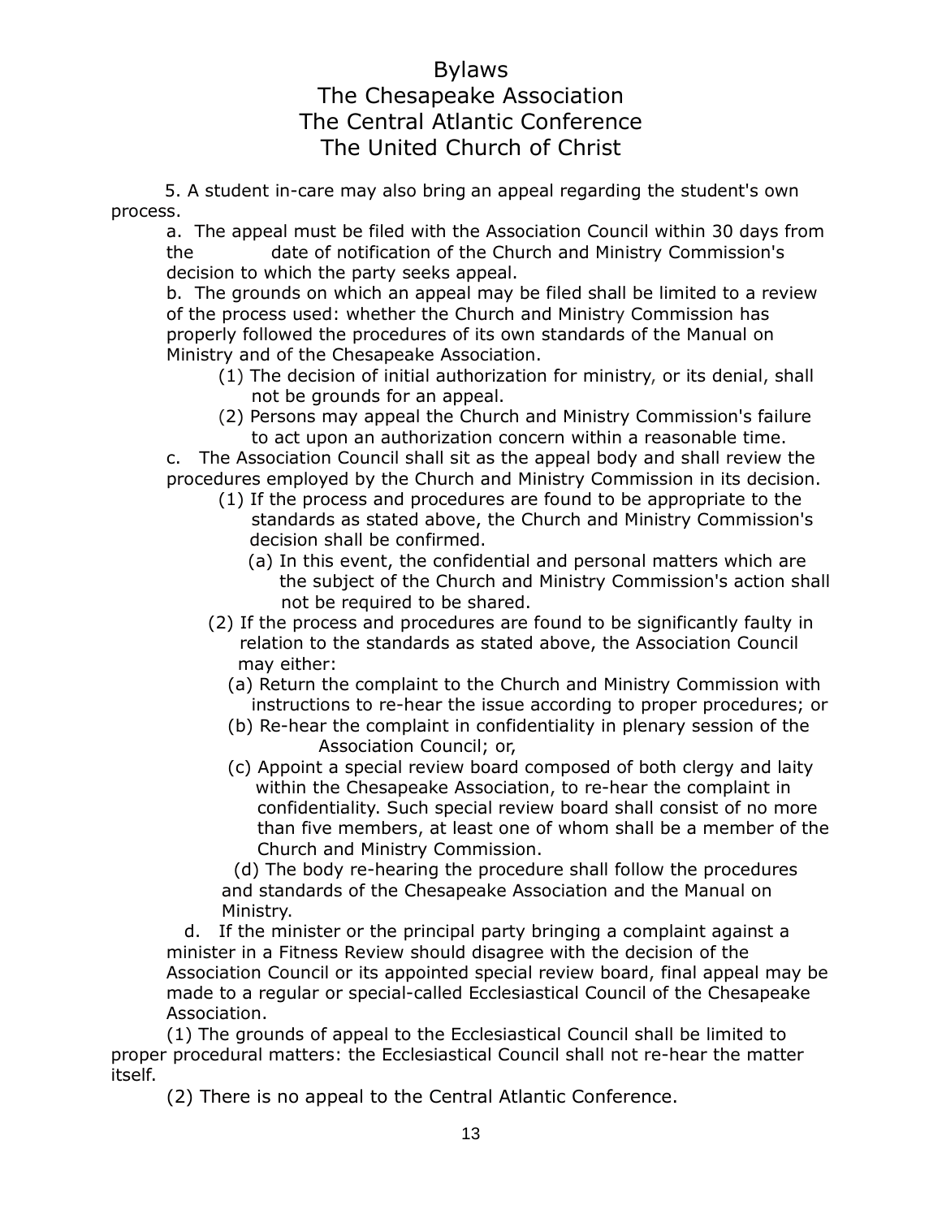5. A student in-care may also bring an appeal regarding the student's own process.

a. The appeal must be filed with the Association Council within 30 days from the date of notification of the Church and Ministry Commission's decision to which the party seeks appeal.

b. The grounds on which an appeal may be filed shall be limited to a review of the process used: whether the Church and Ministry Commission has properly followed the procedures of its own standards of the Manual on Ministry and of the Chesapeake Association.

(1) The decision of initial authorization for ministry, or its denial, shall not be grounds for an appeal.

(2) Persons may appeal the Church and Ministry Commission's failure to act upon an authorization concern within a reasonable time.

c. The Association Council shall sit as the appeal body and shall review the procedures employed by the Church and Ministry Commission in its decision.

(1) If the process and procedures are found to be appropriate to the standards as stated above, the Church and Ministry Commission's decision shall be confirmed.

(a) In this event, the confidential and personal matters which are the subject of the Church and Ministry Commission's action shall not be required to be shared.

(2) If the process and procedures are found to be significantly faulty in relation to the standards as stated above, the Association Council may either:

(a) Return the complaint to the Church and Ministry Commission with instructions to re-hear the issue according to proper procedures; or

(b) Re-hear the complaint in confidentiality in plenary session of the Association Council; or,

(c) Appoint a special review board composed of both clergy and laity within the Chesapeake Association, to re-hear the complaint in confidentiality. Such special review board shall consist of no more than five members, at least one of whom shall be a member of the Church and Ministry Commission.

(d) The body re-hearing the procedure shall follow the procedures and standards of the Chesapeake Association and the Manual on Ministry.

d. If the minister or the principal party bringing a complaint against a minister in a Fitness Review should disagree with the decision of the Association Council or its appointed special review board, final appeal may be made to a regular or special-called Ecclesiastical Council of the Chesapeake Association.

(1) The grounds of appeal to the Ecclesiastical Council shall be limited to proper procedural matters: the Ecclesiastical Council shall not re-hear the matter itself.

(2) There is no appeal to the Central Atlantic Conference.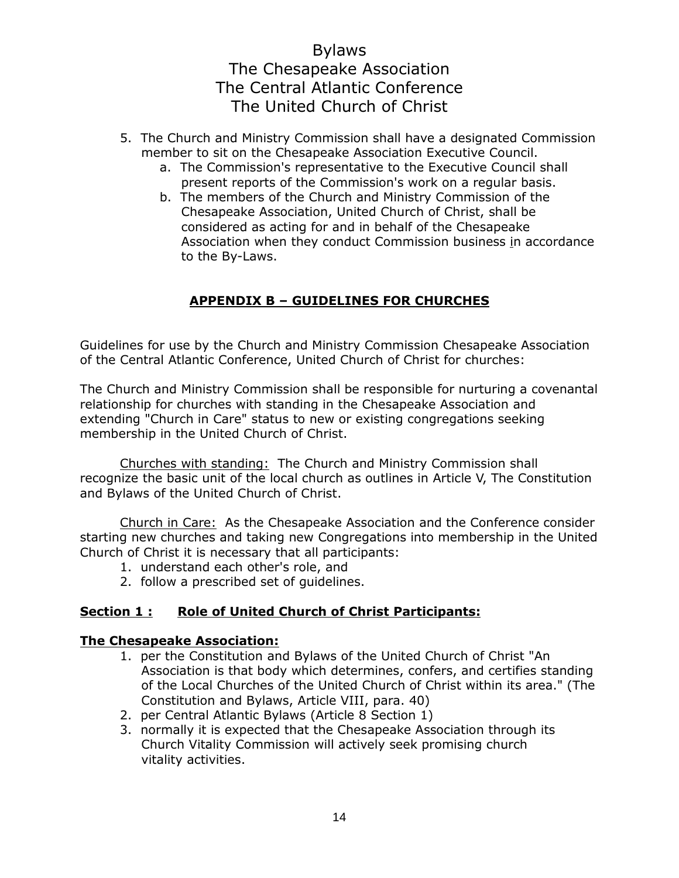5. The Church and Ministry Commission shall have a designated Commission member to sit on the Chesapeake Association Executive Council.
    a. The Commission's representative to the Executive Council shall present reports of the Commission's work on a regular basis.
    b. The members of the Church and Ministry Commission of the Chesapeake Association, United Church of Christ, shall be considered as acting for and in behalf of the Chesapeake Association when they conduct Commission business in accordance to the By-Laws.

## APPENDIX B – GUIDELINES FOR CHURCHES

Guidelines for use by the Church and Ministry Commission Chesapeake Association of the Central Atlantic Conference, United Church of Christ for churches:

The Church and Ministry Commission shall be responsible for nurturing a covenantal relationship for churches with standing in the Chesapeake Association and extending "Church in Care" status to new or existing congregations seeking membership in the United Church of Christ.

Churches with standing: The Church and Ministry Commission shall recognize the basic unit of the local church as outlines in Article V, The Constitution and Bylaws of the United Church of Christ.

Church in Care: As the Chesapeake Association and the Conference consider starting new churches and taking new Congregations into membership in the United Church of Christ it is necessary that all participants:

1. understand each other's role, and
2. follow a prescribed set of guidelines.

### Section 1 : Role of United Church of Christ Participants:

**The Chesapeake Association:**

1. per the Constitution and Bylaws of the United Church of Christ "An Association is that body which determines, confers, and certifies standing of the Local Churches of the United Church of Christ within its area." (The Constitution and Bylaws, Article VIII, para. 40)
2. per Central Atlantic Bylaws (Article 8 Section 1)
3. normally it is expected that the Chesapeake Association through its Church Vitality Commission will actively seek promising church vitality activities.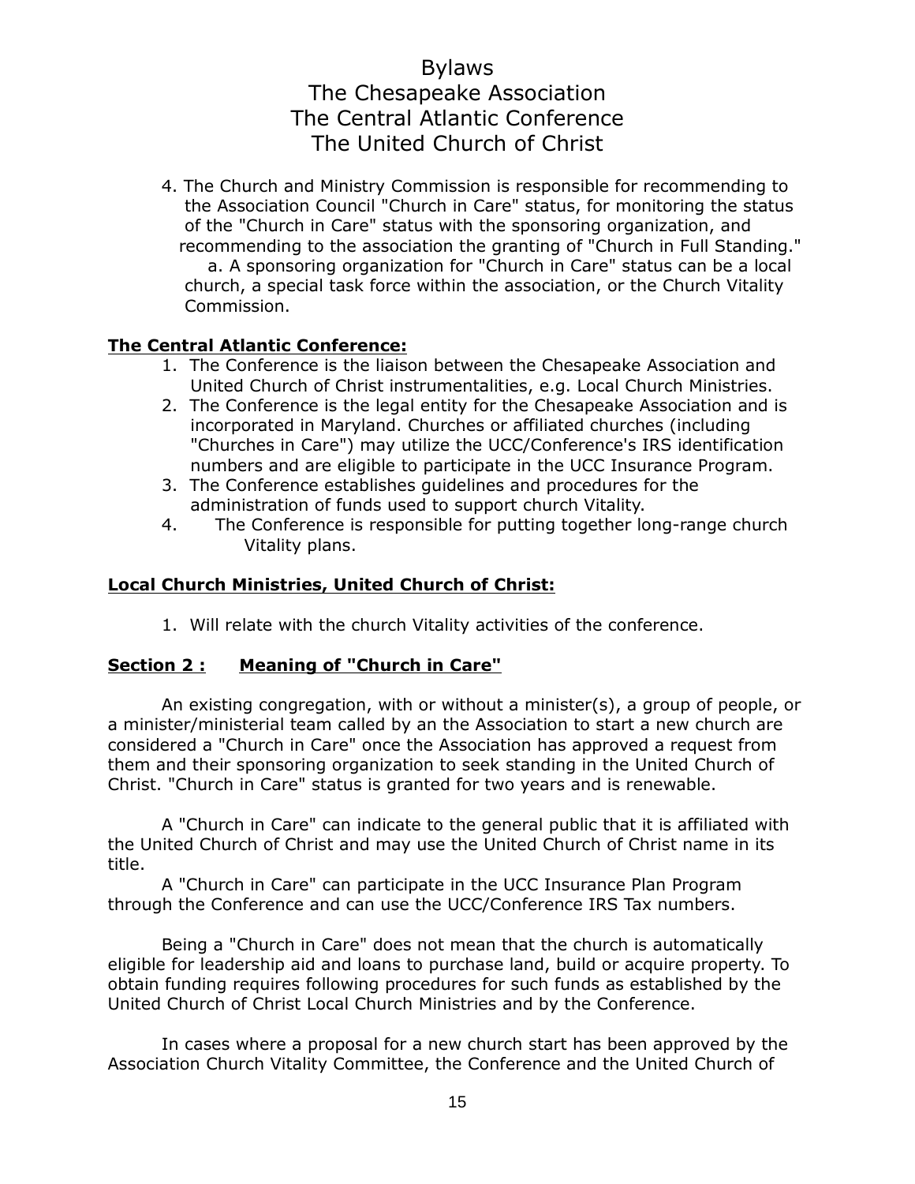4. The Church and Ministry Commission is responsible for recommending to the Association Council "Church in Care" status, for monitoring the status of the "Church in Care" status with the sponsoring organization, and recommending to the association the granting of "Church in Full Standing."
   a. A sponsoring organization for "Church in Care" status can be a local church, a special task force within the association, or the Church Vitality Commission.

**The Central Atlantic Conference:**

1. The Conference is the liaison between the Chesapeake Association and United Church of Christ instrumentalities, e.g. Local Church Ministries.
2. The Conference is the legal entity for the Chesapeake Association and is incorporated in Maryland. Churches or affiliated churches (including "Churches in Care") may utilize the UCC/Conference's IRS identification numbers and are eligible to participate in the UCC Insurance Program.
3. The Conference establishes guidelines and procedures for the administration of funds used to support church Vitality.
4. The Conference is responsible for putting together long-range church Vitality plans.

**Local Church Ministries, United Church of Christ:**

1. Will relate with the church Vitality activities of the conference.

## Section 2 : Meaning of "Church in Care"

An existing congregation, with or without a minister(s), a group of people, or a minister/ministerial team called by an the Association to start a new church are considered a "Church in Care" once the Association has approved a request from them and their sponsoring organization to seek standing in the United Church of Christ. "Church in Care" status is granted for two years and is renewable.

A "Church in Care" can indicate to the general public that it is affiliated with the United Church of Christ and may use the United Church of Christ name in its title.

A "Church in Care" can participate in the UCC Insurance Plan Program through the Conference and can use the UCC/Conference IRS Tax numbers.

Being a "Church in Care" does not mean that the church is automatically eligible for leadership aid and loans to purchase land, build or acquire property. To obtain funding requires following procedures for such funds as established by the United Church of Christ Local Church Ministries and by the Conference.

In cases where a proposal for a new church start has been approved by the Association Church Vitality Committee, the Conference and the United Church of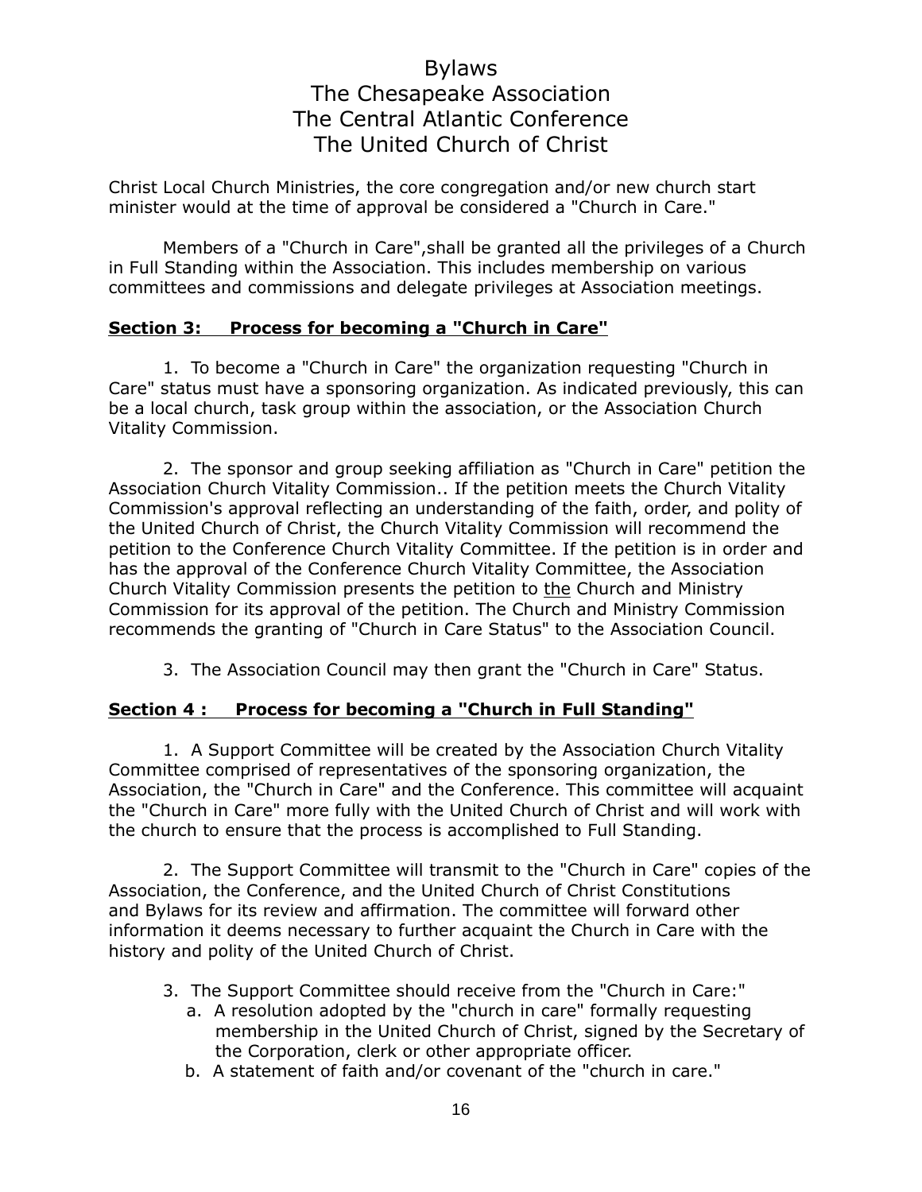Christ Local Church Ministries, the core congregation and/or new church start minister would at the time of approval be considered a "Church in Care."

Members of a "Church in Care",shall be granted all the privileges of a Church in Full Standing within the Association. This includes membership on various committees and commissions and delegate privileges at Association meetings.

**Section 3: Process for becoming a "Church in Care"**

1. To become a "Church in Care" the organization requesting "Church in Care" status must have a sponsoring organization. As indicated previously, this can be a local church, task group within the association, or the Association Church Vitality Commission.

2. The sponsor and group seeking affiliation as "Church in Care" petition the Association Church Vitality Commission.. If the petition meets the Church Vitality Commission's approval reflecting an understanding of the faith, order, and polity of the United Church of Christ, the Church Vitality Commission will recommend the petition to the Conference Church Vitality Committee. If the petition is in order and has the approval of the Conference Church Vitality Committee, the Association Church Vitality Commission presents the petition to the Church and Ministry Commission for its approval of the petition. The Church and Ministry Commission recommends the granting of "Church in Care Status" to the Association Council.

3. The Association Council may then grant the "Church in Care" Status.

**Section 4 : Process for becoming a "Church in Full Standing"**

1. A Support Committee will be created by the Association Church Vitality Committee comprised of representatives of the sponsoring organization, the Association, the "Church in Care" and the Conference. This committee will acquaint the "Church in Care" more fully with the United Church of Christ and will work with the church to ensure that the process is accomplished to Full Standing.

2. The Support Committee will transmit to the "Church in Care" copies of the Association, the Conference, and the United Church of Christ Constitutions and Bylaws for its review and affirmation. The committee will forward other information it deems necessary to further acquaint the Church in Care with the history and polity of the United Church of Christ.

3. The Support Committee should receive from the "Church in Care:"
   a. A resolution adopted by the "church in care" formally requesting membership in the United Church of Christ, signed by the Secretary of the Corporation, clerk or other appropriate officer.
   b. A statement of faith and/or covenant of the "church in care."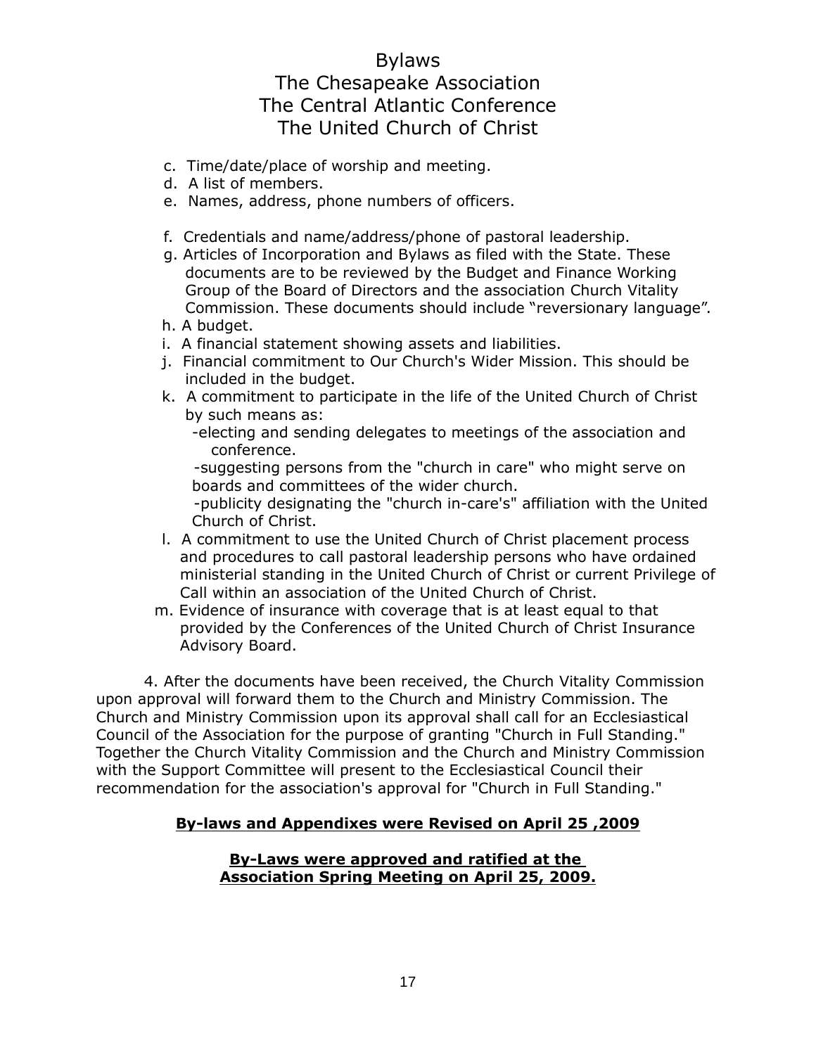c. Time/date/place of worship and meeting.
d. A list of members.
e. Names, address, phone numbers of officers.

f. Credentials and name/address/phone of pastoral leadership.
g. Articles of Incorporation and Bylaws as filed with the State. These documents are to be reviewed by the Budget and Finance Working Group of the Board of Directors and the association Church Vitality Commission. These documents should include "reversionary language".
h. A budget.
i. A financial statement showing assets and liabilities.
j. Financial commitment to Our Church's Wider Mission. This should be included in the budget.
k. A commitment to participate in the life of the United Church of Christ by such means as:
   - electing and sending delegates to meetings of the association and conference.
   - suggesting persons from the "church in care" who might serve on boards and committees of the wider church.
   - publicity designating the "church in-care's" affiliation with the United Church of Christ.
l. A commitment to use the United Church of Christ placement process and procedures to call pastoral leadership persons who have ordained ministerial standing in the United Church of Christ or current Privilege of Call within an association of the United Church of Christ.
m. Evidence of insurance with coverage that is at least equal to that provided by the Conferences of the United Church of Christ Insurance Advisory Board.

4. After the documents have been received, the Church Vitality Commission upon approval will forward them to the Church and Ministry Commission. The Church and Ministry Commission upon its approval shall call for an Ecclesiastical Council of the Association for the purpose of granting "Church in Full Standing." Together the Church Vitality Commission and the Church and Ministry Commission with the Support Committee will present to the Ecclesiastical Council their recommendation for the association's approval for "Church in Full Standing."

**By-laws and Appendixes were Revised on April 25 ,2009**

**By-Laws were approved and ratified at the Association Spring Meeting on April 25, 2009.**